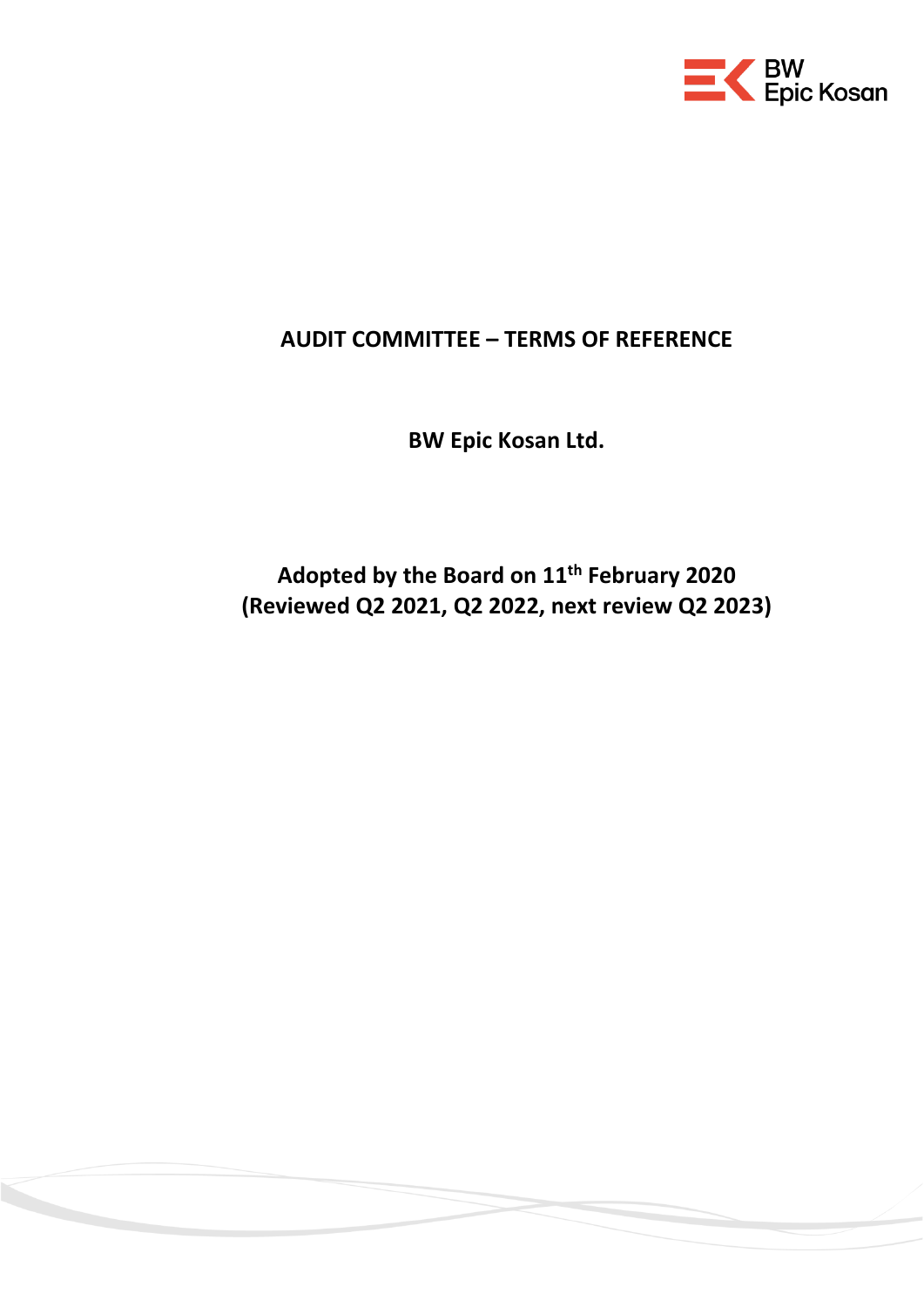# AUDIT COMMITTEE – TERMS OF REFERENCE

**BW Epic Kosan Ltd.**

**Adopted by the Board on 11th February 2020**
**(Reviewed Q2 2021, Q2 2022, next review Q2 2023)**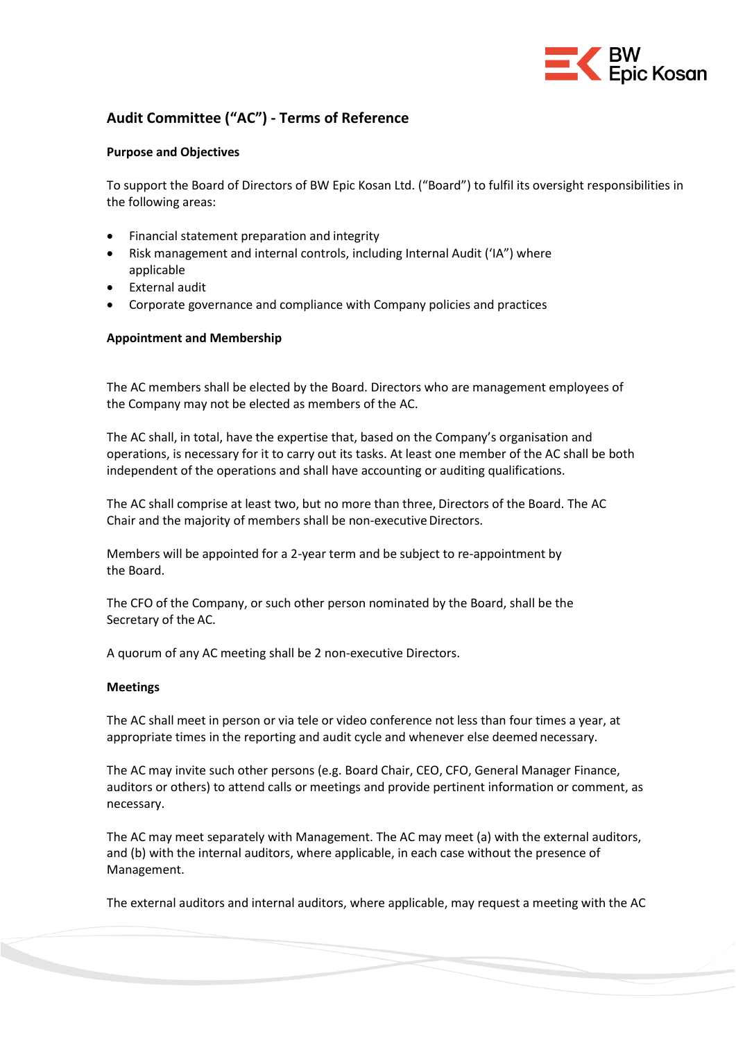## Audit Committee ("AC") - Terms of Reference

### Purpose and Objectives

To support the Board of Directors of BW Epic Kosan Ltd. ("Board") to fulfil its oversight responsibilities in the following areas:

- Financial statement preparation and integrity
- Risk management and internal controls, including Internal Audit ('IA") where applicable
- External audit
- Corporate governance and compliance with Company policies and practices

### Appointment and Membership

The AC members shall be elected by the Board. Directors who are management employees of the Company may not be elected as members of the AC.

The AC shall, in total, have the expertise that, based on the Company's organisation and operations, is necessary for it to carry out its tasks. At least one member of the AC shall be both independent of the operations and shall have accounting or auditing qualifications.

The AC shall comprise at least two, but no more than three, Directors of the Board. The AC Chair and the majority of members shall be non-executive Directors.

Members will be appointed for a 2-year term and be subject to re-appointment by the Board.

The CFO of the Company, or such other person nominated by the Board, shall be the Secretary of the AC.

A quorum of any AC meeting shall be 2 non-executive Directors.

### Meetings

The AC shall meet in person or via tele or video conference not less than four times a year, at appropriate times in the reporting and audit cycle and whenever else deemed necessary.

The AC may invite such other persons (e.g. Board Chair, CEO, CFO, General Manager Finance, auditors or others) to attend calls or meetings and provide pertinent information or comment, as necessary.

The AC may meet separately with Management. The AC may meet (a) with the external auditors, and (b) with the internal auditors, where applicable, in each case without the presence of Management.

The external auditors and internal auditors, where applicable, may request a meeting with the AC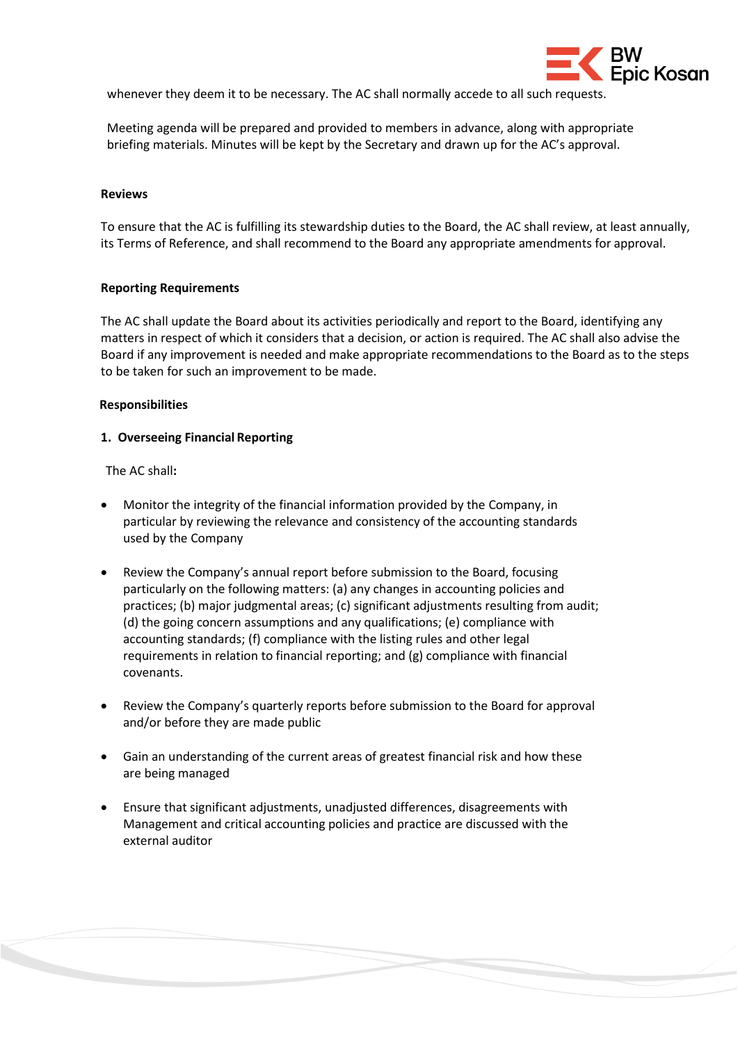whenever they deem it to be necessary. The AC shall normally accede to all such requests.

Meeting agenda will be prepared and provided to members in advance, along with appropriate briefing materials. Minutes will be kept by the Secretary and drawn up for the AC's approval.

**Reviews**

To ensure that the AC is fulfilling its stewardship duties to the Board, the AC shall review, at least annually, its Terms of Reference, and shall recommend to the Board any appropriate amendments for approval.

**Reporting Requirements**

The AC shall update the Board about its activities periodically and report to the Board, identifying any matters in respect of which it considers that a decision, or action is required. The AC shall also advise the Board if any improvement is needed and make appropriate recommendations to the Board as to the steps to be taken for such an improvement to be made.

**Responsibilities**

**1. Overseeing Financial Reporting**

The AC shall**:**

- Monitor the integrity of the financial information provided by the Company, in particular by reviewing the relevance and consistency of the accounting standards used by the Company

- Review the Company's annual report before submission to the Board, focusing particularly on the following matters: (a) any changes in accounting policies and practices; (b) major judgmental areas; (c) significant adjustments resulting from audit; (d) the going concern assumptions and any qualifications; (e) compliance with accounting standards; (f) compliance with the listing rules and other legal requirements in relation to financial reporting; and (g) compliance with financial covenants.

- Review the Company's quarterly reports before submission to the Board for approval and/or before they are made public

- Gain an understanding of the current areas of greatest financial risk and how these are being managed

- Ensure that significant adjustments, unadjusted differences, disagreements with Management and critical accounting policies and practice are discussed with the external auditor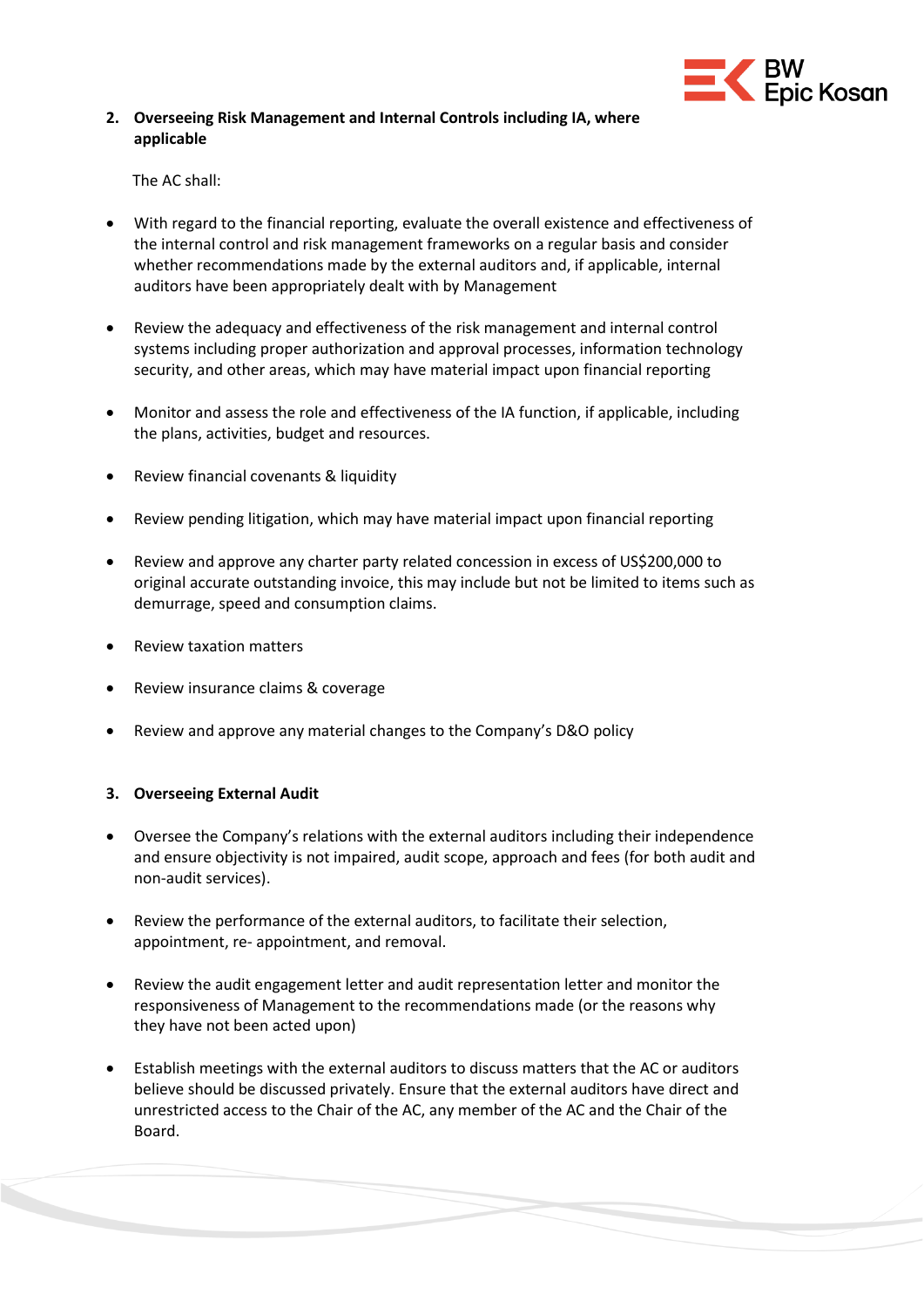2. **Overseeing Risk Management and Internal Controls including IA, where applicable**

   The AC shall:

- With regard to the financial reporting, evaluate the overall existence and effectiveness of the internal control and risk management frameworks on a regular basis and consider whether recommendations made by the external auditors and, if applicable, internal auditors have been appropriately dealt with by Management

- Review the adequacy and effectiveness of the risk management and internal control systems including proper authorization and approval processes, information technology security, and other areas, which may have material impact upon financial reporting

- Monitor and assess the role and effectiveness of the IA function, if applicable, including the plans, activities, budget and resources.

- Review financial covenants & liquidity

- Review pending litigation, which may have material impact upon financial reporting

- Review and approve any charter party related concession in excess of US$200,000 to original accurate outstanding invoice, this may include but not be limited to items such as demurrage, speed and consumption claims.

- Review taxation matters

- Review insurance claims & coverage

- Review and approve any material changes to the Company's D&O policy

3. **Overseeing External Audit**

- Oversee the Company's relations with the external auditors including their independence and ensure objectivity is not impaired, audit scope, approach and fees (for both audit and non-audit services).

- Review the performance of the external auditors, to facilitate their selection, appointment, re- appointment, and removal.

- Review the audit engagement letter and audit representation letter and monitor the responsiveness of Management to the recommendations made (or the reasons why they have not been acted upon)

- Establish meetings with the external auditors to discuss matters that the AC or auditors believe should be discussed privately. Ensure that the external auditors have direct and unrestricted access to the Chair of the AC, any member of the AC and the Chair of the Board.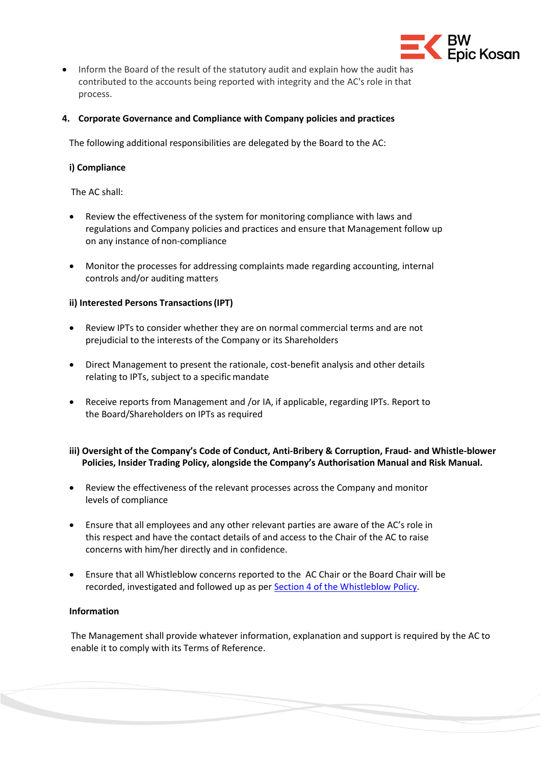- Inform the Board of the result of the statutory audit and explain how the audit has contributed to the accounts being reported with integrity and the AC's role in that process.

**4. Corporate Governance and Compliance with Company policies and practices**

The following additional responsibilities are delegated by the Board to the AC:

**i) Compliance**

The AC shall:

- Review the effectiveness of the system for monitoring compliance with laws and regulations and Company policies and practices and ensure that Management follow up on any instance of non-compliance

- Monitor the processes for addressing complaints made regarding accounting, internal controls and/or auditing matters

**ii) Interested Persons Transactions (IPT)**

- Review IPTs to consider whether they are on normal commercial terms and are not prejudicial to the interests of the Company or its Shareholders

- Direct Management to present the rationale, cost-benefit analysis and other details relating to IPTs, subject to a specific mandate

- Receive reports from Management and /or IA, if applicable, regarding IPTs. Report to the Board/Shareholders on IPTs as required

**iii) Oversight of the Company's Code of Conduct, Anti-Bribery & Corruption, Fraud- and Whistle-blower Policies, Insider Trading Policy, alongside the Company's Authorisation Manual and Risk Manual.**

- Review the effectiveness of the relevant processes across the Company and monitor levels of compliance

- Ensure that all employees and any other relevant parties are aware of the AC's role in this respect and have the contact details of and access to the Chair of the AC to raise concerns with him/her directly and in confidence.

- Ensure that all Whistleblow concerns reported to the AC Chair or the Board Chair will be recorded, investigated and followed up as per [Section 4 of the Whistleblow Policy].

**Information**

The Management shall provide whatever information, explanation and support is required by the AC to enable it to comply with its Terms of Reference.